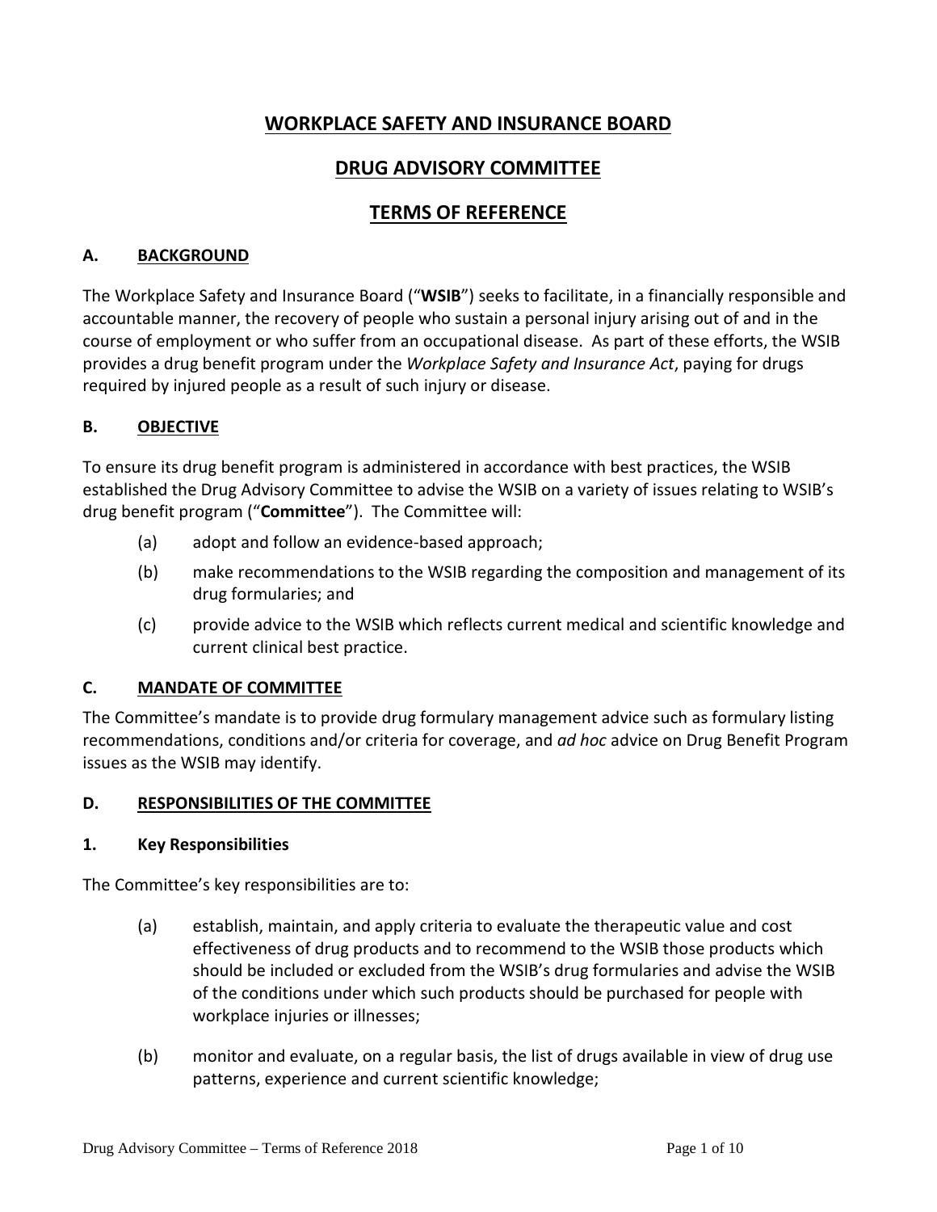# WORKPLACE SAFETY AND INSURANCE BOARD

# DRUG ADVISORY COMMITTEE

# TERMS OF REFERENCE

## A. BACKGROUND

The Workplace Safety and Insurance Board ("**WSIB**") seeks to facilitate, in a financially responsible and accountable manner, the recovery of people who sustain a personal injury arising out of and in the course of employment or who suffer from an occupational disease. As part of these efforts, the WSIB provides a drug benefit program under the *Workplace Safety and Insurance Act*, paying for drugs required by injured people as a result of such injury or disease.

## B. OBJECTIVE

To ensure its drug benefit program is administered in accordance with best practices, the WSIB established the Drug Advisory Committee to advise the WSIB on a variety of issues relating to WSIB's drug benefit program ("**Committee**"). The Committee will:

(a) adopt and follow an evidence-based approach;

(b) make recommendations to the WSIB regarding the composition and management of its drug formularies; and

(c) provide advice to the WSIB which reflects current medical and scientific knowledge and current clinical best practice.

## C. MANDATE OF COMMITTEE

The Committee's mandate is to provide drug formulary management advice such as formulary listing recommendations, conditions and/or criteria for coverage, and *ad hoc* advice on Drug Benefit Program issues as the WSIB may identify.

## D. RESPONSIBILITIES OF THE COMMITTEE

### 1. Key Responsibilities

The Committee's key responsibilities are to:

(a) establish, maintain, and apply criteria to evaluate the therapeutic value and cost effectiveness of drug products and to recommend to the WSIB those products which should be included or excluded from the WSIB's drug formularies and advise the WSIB of the conditions under which such products should be purchased for people with workplace injuries or illnesses;

(b) monitor and evaluate, on a regular basis, the list of drugs available in view of drug use patterns, experience and current scientific knowledge;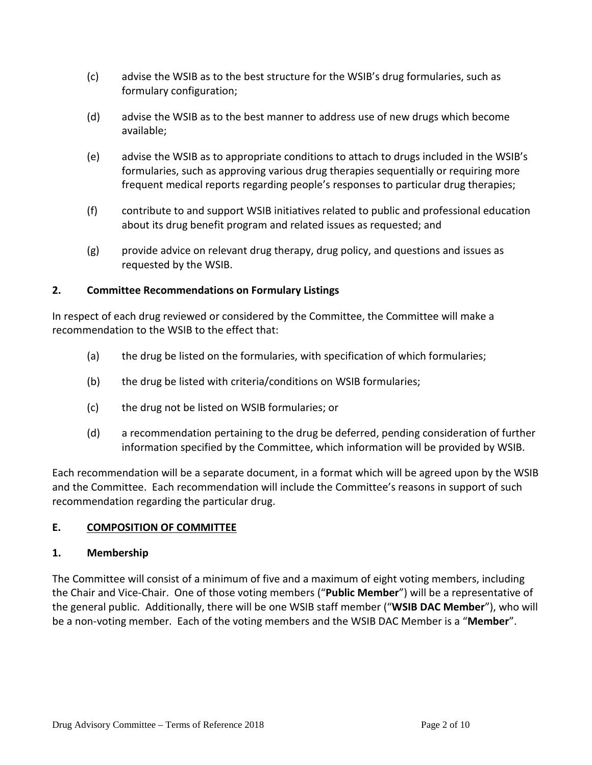(c) advise the WSIB as to the best structure for the WSIB's drug formularies, such as formulary configuration;

(d) advise the WSIB as to the best manner to address use of new drugs which become available;

(e) advise the WSIB as to appropriate conditions to attach to drugs included in the WSIB's formularies, such as approving various drug therapies sequentially or requiring more frequent medical reports regarding people's responses to particular drug therapies;

(f) contribute to and support WSIB initiatives related to public and professional education about its drug benefit program and related issues as requested; and

(g) provide advice on relevant drug therapy, drug policy, and questions and issues as requested by the WSIB.

### 2. Committee Recommendations on Formulary Listings

In respect of each drug reviewed or considered by the Committee, the Committee will make a recommendation to the WSIB to the effect that:

(a) the drug be listed on the formularies, with specification of which formularies;

(b) the drug be listed with criteria/conditions on WSIB formularies;

(c) the drug not be listed on WSIB formularies; or

(d) a recommendation pertaining to the drug be deferred, pending consideration of further information specified by the Committee, which information will be provided by WSIB.

Each recommendation will be a separate document, in a format which will be agreed upon by the WSIB and the Committee. Each recommendation will include the Committee's reasons in support of such recommendation regarding the particular drug.

## E. COMPOSITION OF COMMITTEE

### 1. Membership

The Committee will consist of a minimum of five and a maximum of eight voting members, including the Chair and Vice-Chair. One of those voting members ("**Public Member**") will be a representative of the general public. Additionally, there will be one WSIB staff member ("**WSIB DAC Member**"), who will be a non-voting member. Each of the voting members and the WSIB DAC Member is a "**Member**".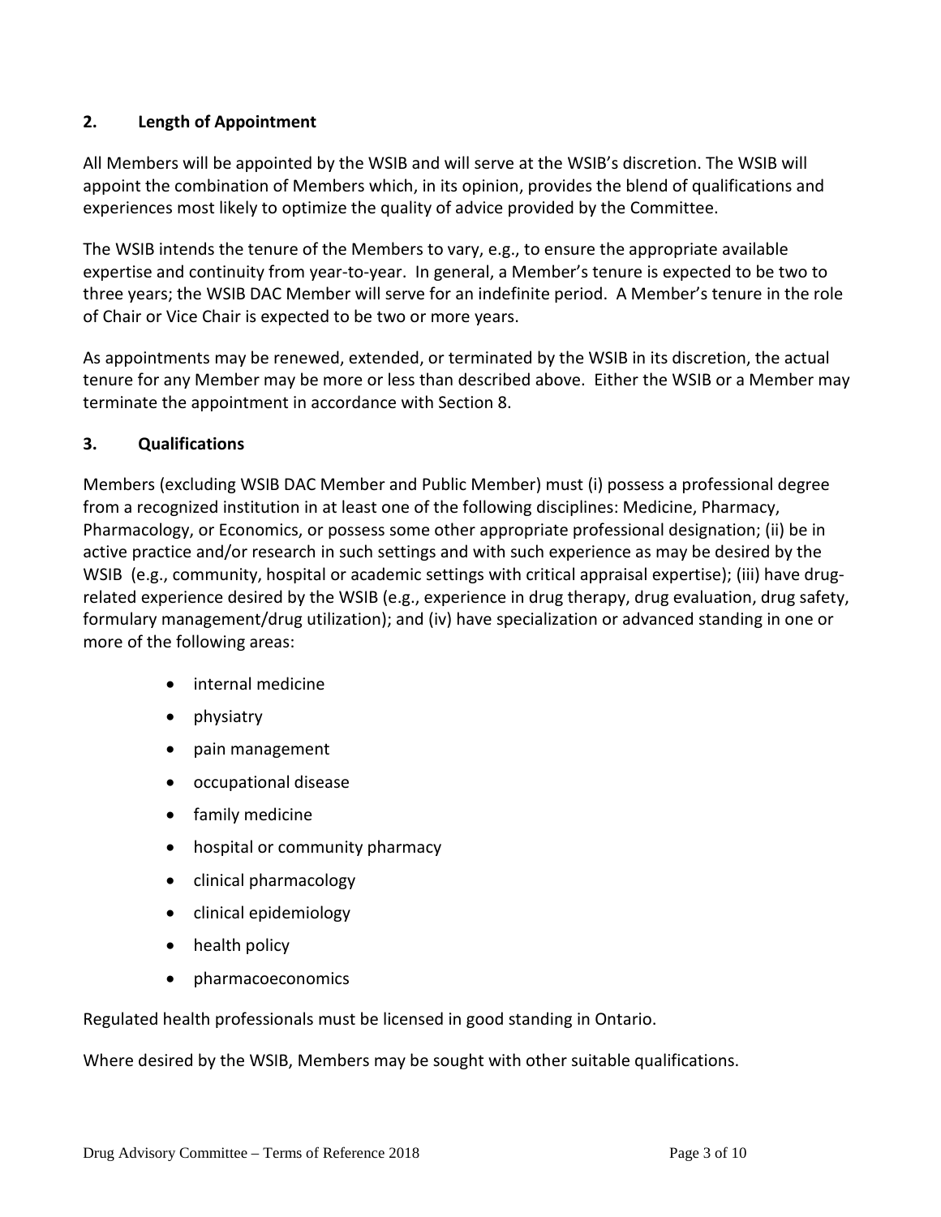## 2. Length of Appointment

All Members will be appointed by the WSIB and will serve at the WSIB's discretion. The WSIB will appoint the combination of Members which, in its opinion, provides the blend of qualifications and experiences most likely to optimize the quality of advice provided by the Committee.

The WSIB intends the tenure of the Members to vary, e.g., to ensure the appropriate available expertise and continuity from year-to-year. In general, a Member's tenure is expected to be two to three years; the WSIB DAC Member will serve for an indefinite period. A Member's tenure in the role of Chair or Vice Chair is expected to be two or more years.

As appointments may be renewed, extended, or terminated by the WSIB in its discretion, the actual tenure for any Member may be more or less than described above. Either the WSIB or a Member may terminate the appointment in accordance with Section 8.

## 3. Qualifications

Members (excluding WSIB DAC Member and Public Member) must (i) possess a professional degree from a recognized institution in at least one of the following disciplines: Medicine, Pharmacy, Pharmacology, or Economics, or possess some other appropriate professional designation; (ii) be in active practice and/or research in such settings and with such experience as may be desired by the WSIB (e.g., community, hospital or academic settings with critical appraisal expertise); (iii) have drug-related experience desired by the WSIB (e.g., experience in drug therapy, drug evaluation, drug safety, formulary management/drug utilization); and (iv) have specialization or advanced standing in one or more of the following areas:

- internal medicine
- physiatry
- pain management
- occupational disease
- family medicine
- hospital or community pharmacy
- clinical pharmacology
- clinical epidemiology
- health policy
- pharmacoeconomics

Regulated health professionals must be licensed in good standing in Ontario.

Where desired by the WSIB, Members may be sought with other suitable qualifications.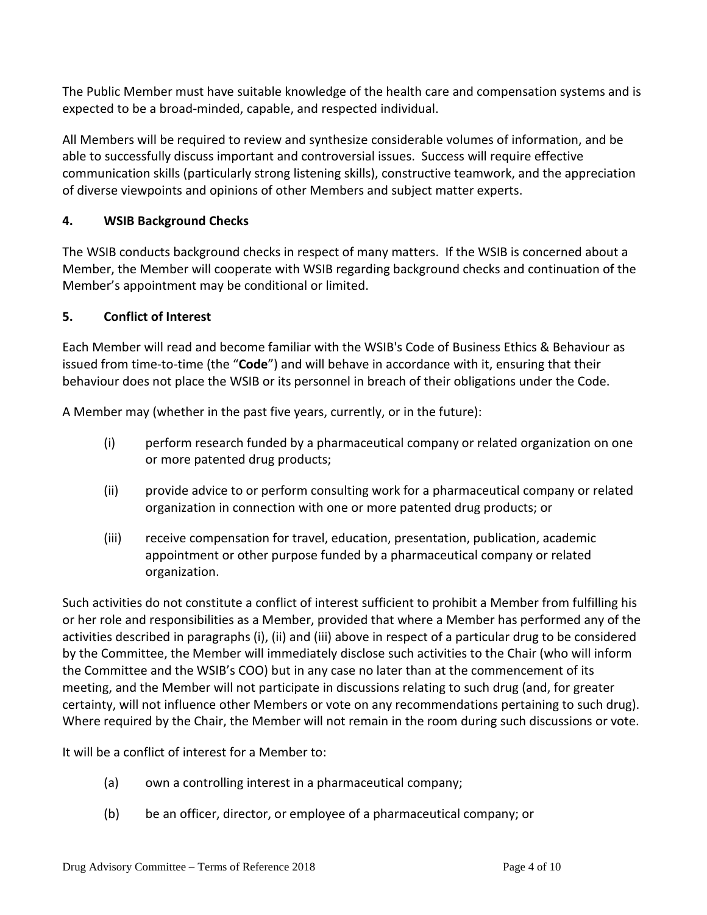The Public Member must have suitable knowledge of the health care and compensation systems and is expected to be a broad-minded, capable, and respected individual.

All Members will be required to review and synthesize considerable volumes of information, and be able to successfully discuss important and controversial issues. Success will require effective communication skills (particularly strong listening skills), constructive teamwork, and the appreciation of diverse viewpoints and opinions of other Members and subject matter experts.

## 4. WSIB Background Checks

The WSIB conducts background checks in respect of many matters. If the WSIB is concerned about a Member, the Member will cooperate with WSIB regarding background checks and continuation of the Member's appointment may be conditional or limited.

## 5. Conflict of Interest

Each Member will read and become familiar with the WSIB's Code of Business Ethics & Behaviour as issued from time-to-time (the "**Code**") and will behave in accordance with it, ensuring that their behaviour does not place the WSIB or its personnel in breach of their obligations under the Code.

A Member may (whether in the past five years, currently, or in the future):

(i) perform research funded by a pharmaceutical company or related organization on one or more patented drug products;

(ii) provide advice to or perform consulting work for a pharmaceutical company or related organization in connection with one or more patented drug products; or

(iii) receive compensation for travel, education, presentation, publication, academic appointment or other purpose funded by a pharmaceutical company or related organization.

Such activities do not constitute a conflict of interest sufficient to prohibit a Member from fulfilling his or her role and responsibilities as a Member, provided that where a Member has performed any of the activities described in paragraphs (i), (ii) and (iii) above in respect of a particular drug to be considered by the Committee, the Member will immediately disclose such activities to the Chair (who will inform the Committee and the WSIB's COO) but in any case no later than at the commencement of its meeting, and the Member will not participate in discussions relating to such drug (and, for greater certainty, will not influence other Members or vote on any recommendations pertaining to such drug). Where required by the Chair, the Member will not remain in the room during such discussions or vote.

It will be a conflict of interest for a Member to:

(a) own a controlling interest in a pharmaceutical company;

(b) be an officer, director, or employee of a pharmaceutical company; or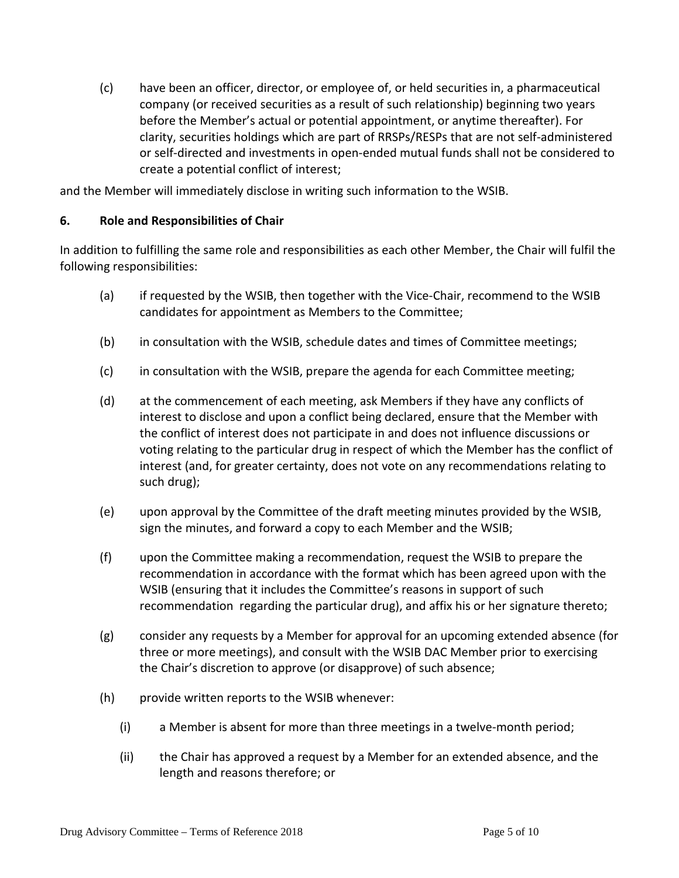(c) have been an officer, director, or employee of, or held securities in, a pharmaceutical company (or received securities as a result of such relationship) beginning two years before the Member's actual or potential appointment, or anytime thereafter). For clarity, securities holdings which are part of RRSPs/RESPs that are not self-administered or self-directed and investments in open-ended mutual funds shall not be considered to create a potential conflict of interest;

and the Member will immediately disclose in writing such information to the WSIB.

## 6. Role and Responsibilities of Chair

In addition to fulfilling the same role and responsibilities as each other Member, the Chair will fulfil the following responsibilities:

(a) if requested by the WSIB, then together with the Vice-Chair, recommend to the WSIB candidates for appointment as Members to the Committee;

(b) in consultation with the WSIB, schedule dates and times of Committee meetings;

(c) in consultation with the WSIB, prepare the agenda for each Committee meeting;

(d) at the commencement of each meeting, ask Members if they have any conflicts of interest to disclose and upon a conflict being declared, ensure that the Member with the conflict of interest does not participate in and does not influence discussions or voting relating to the particular drug in respect of which the Member has the conflict of interest (and, for greater certainty, does not vote on any recommendations relating to such drug);

(e) upon approval by the Committee of the draft meeting minutes provided by the WSIB, sign the minutes, and forward a copy to each Member and the WSIB;

(f) upon the Committee making a recommendation, request the WSIB to prepare the recommendation in accordance with the format which has been agreed upon with the WSIB (ensuring that it includes the Committee's reasons in support of such recommendation regarding the particular drug), and affix his or her signature thereto;

(g) consider any requests by a Member for approval for an upcoming extended absence (for three or more meetings), and consult with the WSIB DAC Member prior to exercising the Chair's discretion to approve (or disapprove) of such absence;

(h) provide written reports to the WSIB whenever:

   (i) a Member is absent for more than three meetings in a twelve-month period;

   (ii) the Chair has approved a request by a Member for an extended absence, and the length and reasons therefore; or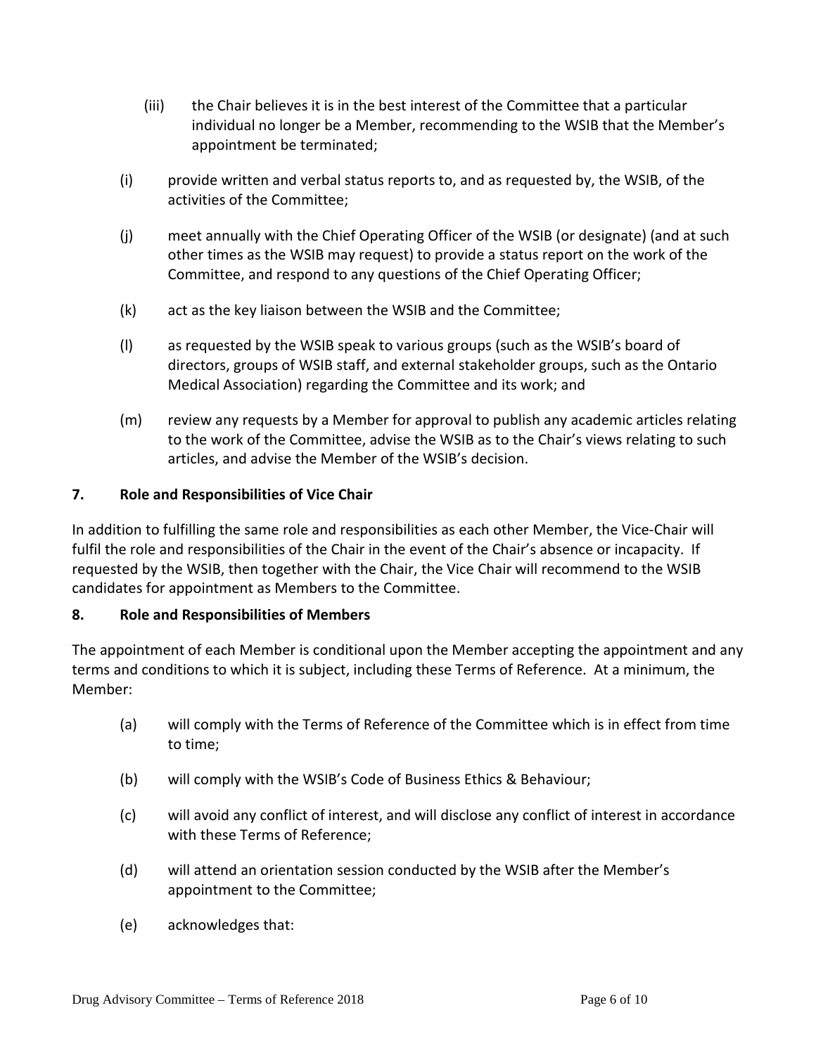(iii) the Chair believes it is in the best interest of the Committee that a particular individual no longer be a Member, recommending to the WSIB that the Member's appointment be terminated;

(i) provide written and verbal status reports to, and as requested by, the WSIB, of the activities of the Committee;

(j) meet annually with the Chief Operating Officer of the WSIB (or designate) (and at such other times as the WSIB may request) to provide a status report on the work of the Committee, and respond to any questions of the Chief Operating Officer;

(k) act as the key liaison between the WSIB and the Committee;

(l) as requested by the WSIB speak to various groups (such as the WSIB's board of directors, groups of WSIB staff, and external stakeholder groups, such as the Ontario Medical Association) regarding the Committee and its work; and

(m) review any requests by a Member for approval to publish any academic articles relating to the work of the Committee, advise the WSIB as to the Chair's views relating to such articles, and advise the Member of the WSIB's decision.

**7. Role and Responsibilities of Vice Chair**

In addition to fulfilling the same role and responsibilities as each other Member, the Vice-Chair will fulfil the role and responsibilities of the Chair in the event of the Chair's absence or incapacity. If requested by the WSIB, then together with the Chair, the Vice Chair will recommend to the WSIB candidates for appointment as Members to the Committee.

**8. Role and Responsibilities of Members**

The appointment of each Member is conditional upon the Member accepting the appointment and any terms and conditions to which it is subject, including these Terms of Reference. At a minimum, the Member:

(a) will comply with the Terms of Reference of the Committee which is in effect from time to time;

(b) will comply with the WSIB's Code of Business Ethics & Behaviour;

(c) will avoid any conflict of interest, and will disclose any conflict of interest in accordance with these Terms of Reference;

(d) will attend an orientation session conducted by the WSIB after the Member's appointment to the Committee;

(e) acknowledges that: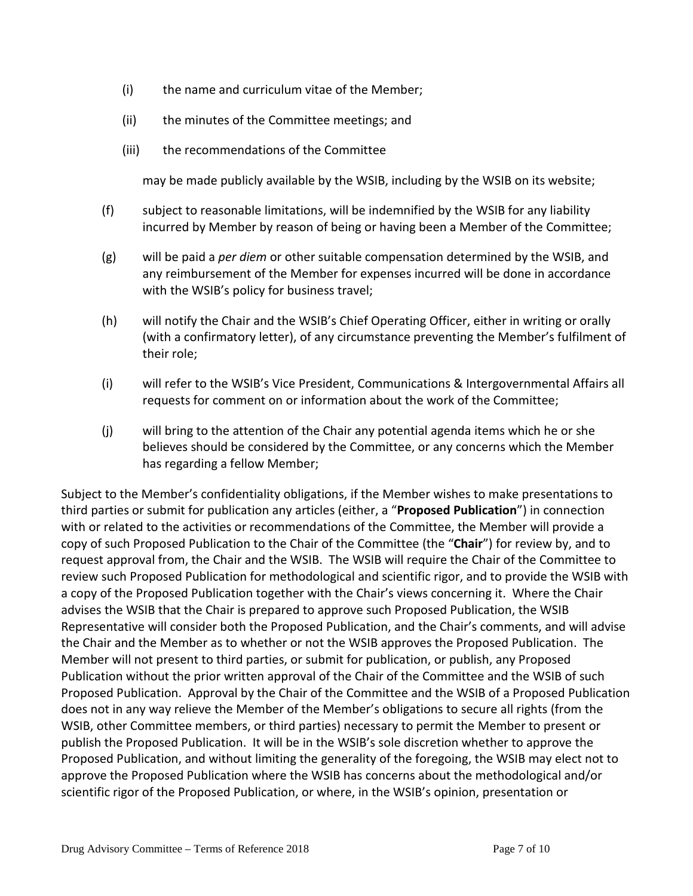(i) the name and curriculum vitae of the Member;

(ii) the minutes of the Committee meetings; and

(iii) the recommendations of the Committee

may be made publicly available by the WSIB, including by the WSIB on its website;

(f) subject to reasonable limitations, will be indemnified by the WSIB for any liability incurred by Member by reason of being or having been a Member of the Committee;

(g) will be paid a *per diem* or other suitable compensation determined by the WSIB, and any reimbursement of the Member for expenses incurred will be done in accordance with the WSIB's policy for business travel;

(h) will notify the Chair and the WSIB's Chief Operating Officer, either in writing or orally (with a confirmatory letter), of any circumstance preventing the Member's fulfilment of their role;

(i) will refer to the WSIB's Vice President, Communications & Intergovernmental Affairs all requests for comment on or information about the work of the Committee;

(j) will bring to the attention of the Chair any potential agenda items which he or she believes should be considered by the Committee, or any concerns which the Member has regarding a fellow Member;

Subject to the Member's confidentiality obligations, if the Member wishes to make presentations to third parties or submit for publication any articles (either, a "**Proposed Publication**") in connection with or related to the activities or recommendations of the Committee, the Member will provide a copy of such Proposed Publication to the Chair of the Committee (the "**Chair**") for review by, and to request approval from, the Chair and the WSIB. The WSIB will require the Chair of the Committee to review such Proposed Publication for methodological and scientific rigor, and to provide the WSIB with a copy of the Proposed Publication together with the Chair's views concerning it. Where the Chair advises the WSIB that the Chair is prepared to approve such Proposed Publication, the WSIB Representative will consider both the Proposed Publication, and the Chair's comments, and will advise the Chair and the Member as to whether or not the WSIB approves the Proposed Publication. The Member will not present to third parties, or submit for publication, or publish, any Proposed Publication without the prior written approval of the Chair of the Committee and the WSIB of such Proposed Publication. Approval by the Chair of the Committee and the WSIB of a Proposed Publication does not in any way relieve the Member of the Member's obligations to secure all rights (from the WSIB, other Committee members, or third parties) necessary to permit the Member to present or publish the Proposed Publication. It will be in the WSIB's sole discretion whether to approve the Proposed Publication, and without limiting the generality of the foregoing, the WSIB may elect not to approve the Proposed Publication where the WSIB has concerns about the methodological and/or scientific rigor of the Proposed Publication, or where, in the WSIB's opinion, presentation or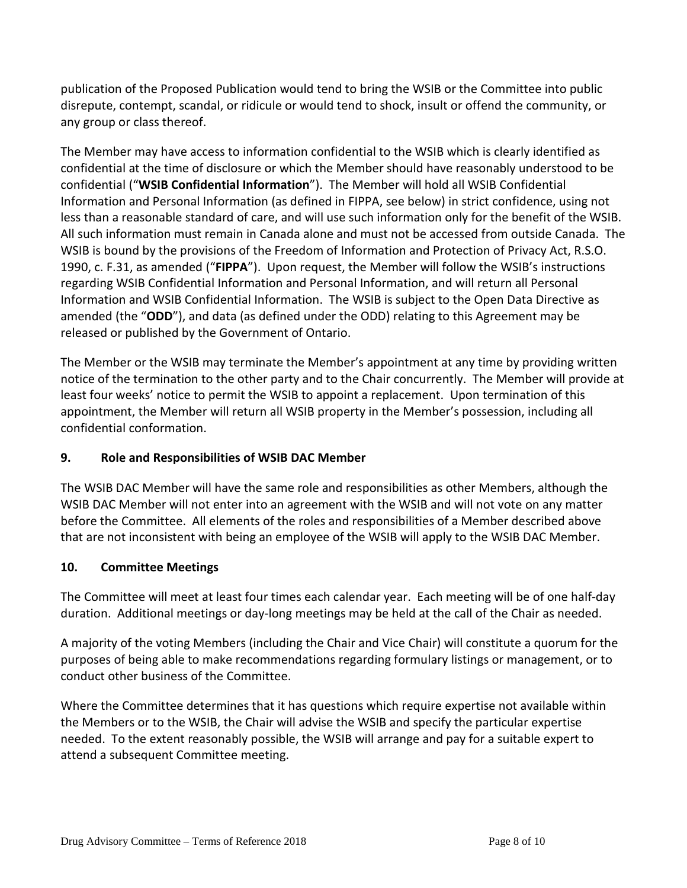publication of the Proposed Publication would tend to bring the WSIB or the Committee into public disrepute, contempt, scandal, or ridicule or would tend to shock, insult or offend the community, or any group or class thereof.

The Member may have access to information confidential to the WSIB which is clearly identified as confidential at the time of disclosure or which the Member should have reasonably understood to be confidential ("**WSIB Confidential Information**"). The Member will hold all WSIB Confidential Information and Personal Information (as defined in FIPPA, see below) in strict confidence, using not less than a reasonable standard of care, and will use such information only for the benefit of the WSIB. All such information must remain in Canada alone and must not be accessed from outside Canada. The WSIB is bound by the provisions of the Freedom of Information and Protection of Privacy Act, R.S.O. 1990, c. F.31, as amended ("**FIPPA**"). Upon request, the Member will follow the WSIB's instructions regarding WSIB Confidential Information and Personal Information, and will return all Personal Information and WSIB Confidential Information. The WSIB is subject to the Open Data Directive as amended (the "**ODD**"), and data (as defined under the ODD) relating to this Agreement may be released or published by the Government of Ontario.

The Member or the WSIB may terminate the Member's appointment at any time by providing written notice of the termination to the other party and to the Chair concurrently. The Member will provide at least four weeks' notice to permit the WSIB to appoint a replacement. Upon termination of this appointment, the Member will return all WSIB property in the Member's possession, including all confidential conformation.

## 9. Role and Responsibilities of WSIB DAC Member

The WSIB DAC Member will have the same role and responsibilities as other Members, although the WSIB DAC Member will not enter into an agreement with the WSIB and will not vote on any matter before the Committee. All elements of the roles and responsibilities of a Member described above that are not inconsistent with being an employee of the WSIB will apply to the WSIB DAC Member.

## 10. Committee Meetings

The Committee will meet at least four times each calendar year. Each meeting will be of one half-day duration. Additional meetings or day-long meetings may be held at the call of the Chair as needed.

A majority of the voting Members (including the Chair and Vice Chair) will constitute a quorum for the purposes of being able to make recommendations regarding formulary listings or management, or to conduct other business of the Committee.

Where the Committee determines that it has questions which require expertise not available within the Members or to the WSIB, the Chair will advise the WSIB and specify the particular expertise needed. To the extent reasonably possible, the WSIB will arrange and pay for a suitable expert to attend a subsequent Committee meeting.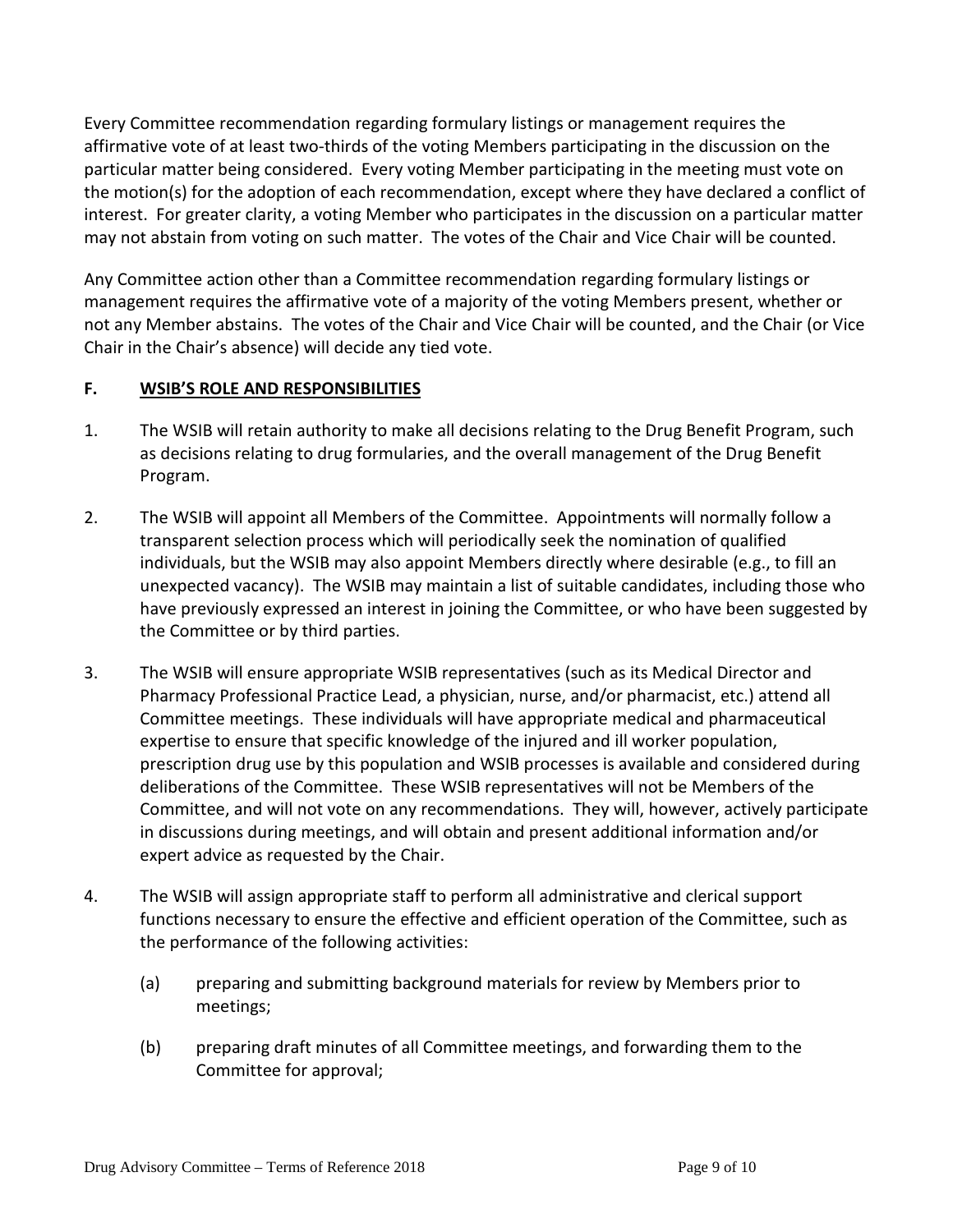Every Committee recommendation regarding formulary listings or management requires the affirmative vote of at least two-thirds of the voting Members participating in the discussion on the particular matter being considered. Every voting Member participating in the meeting must vote on the motion(s) for the adoption of each recommendation, except where they have declared a conflict of interest. For greater clarity, a voting Member who participates in the discussion on a particular matter may not abstain from voting on such matter. The votes of the Chair and Vice Chair will be counted.

Any Committee action other than a Committee recommendation regarding formulary listings or management requires the affirmative vote of a majority of the voting Members present, whether or not any Member abstains. The votes of the Chair and Vice Chair will be counted, and the Chair (or Vice Chair in the Chair's absence) will decide any tied vote.

## F. WSIB'S ROLE AND RESPONSIBILITIES

1. The WSIB will retain authority to make all decisions relating to the Drug Benefit Program, such as decisions relating to drug formularies, and the overall management of the Drug Benefit Program.

2. The WSIB will appoint all Members of the Committee. Appointments will normally follow a transparent selection process which will periodically seek the nomination of qualified individuals, but the WSIB may also appoint Members directly where desirable (e.g., to fill an unexpected vacancy). The WSIB may maintain a list of suitable candidates, including those who have previously expressed an interest in joining the Committee, or who have been suggested by the Committee or by third parties.

3. The WSIB will ensure appropriate WSIB representatives (such as its Medical Director and Pharmacy Professional Practice Lead, a physician, nurse, and/or pharmacist, etc.) attend all Committee meetings. These individuals will have appropriate medical and pharmaceutical expertise to ensure that specific knowledge of the injured and ill worker population, prescription drug use by this population and WSIB processes is available and considered during deliberations of the Committee. These WSIB representatives will not be Members of the Committee, and will not vote on any recommendations. They will, however, actively participate in discussions during meetings, and will obtain and present additional information and/or expert advice as requested by the Chair.

4. The WSIB will assign appropriate staff to perform all administrative and clerical support functions necessary to ensure the effective and efficient operation of the Committee, such as the performance of the following activities:

   (a) preparing and submitting background materials for review by Members prior to meetings;

   (b) preparing draft minutes of all Committee meetings, and forwarding them to the Committee for approval;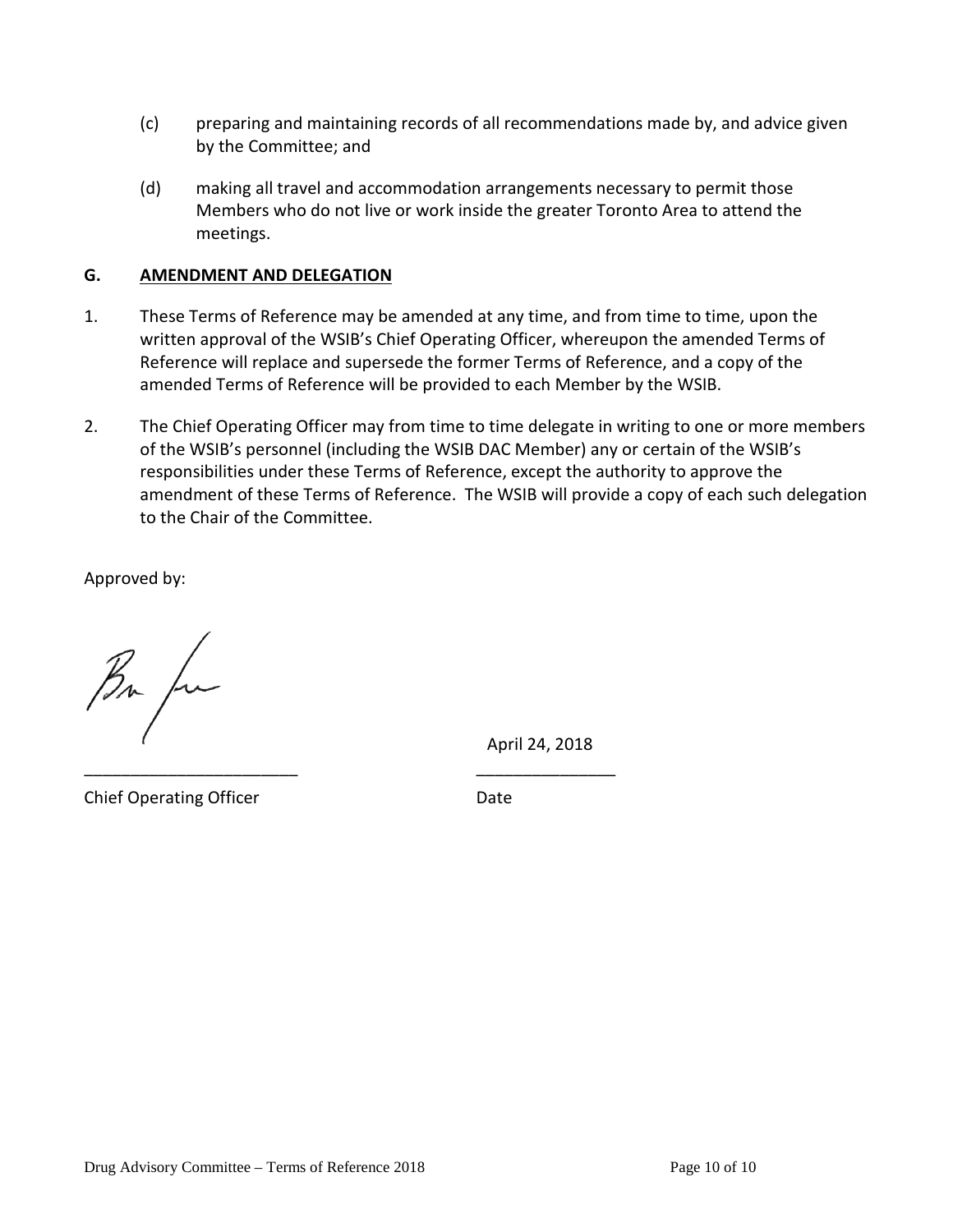(c) preparing and maintaining records of all recommendations made by, and advice given by the Committee; and

(d) making all travel and accommodation arrangements necessary to permit those Members who do not live or work inside the greater Toronto Area to attend the meetings.

## G. AMENDMENT AND DELEGATION

1. These Terms of Reference may be amended at any time, and from time to time, upon the written approval of the WSIB's Chief Operating Officer, whereupon the amended Terms of Reference will replace and supersede the former Terms of Reference, and a copy of the amended Terms of Reference will be provided to each Member by the WSIB.

2. The Chief Operating Officer may from time to time delegate in writing to one or more members of the WSIB's personnel (including the WSIB DAC Member) any or certain of the WSIB's responsibilities under these Terms of Reference, except the authority to approve the amendment of these Terms of Reference. The WSIB will provide a copy of each such delegation to the Chair of the Committee.

Approved by:

\_\_\_\_\_\_\_\_\_\_\_\_\_\_\_\_\_\_\_\_\_\_\_ April 24, 2018

Chief Operating Officer Date